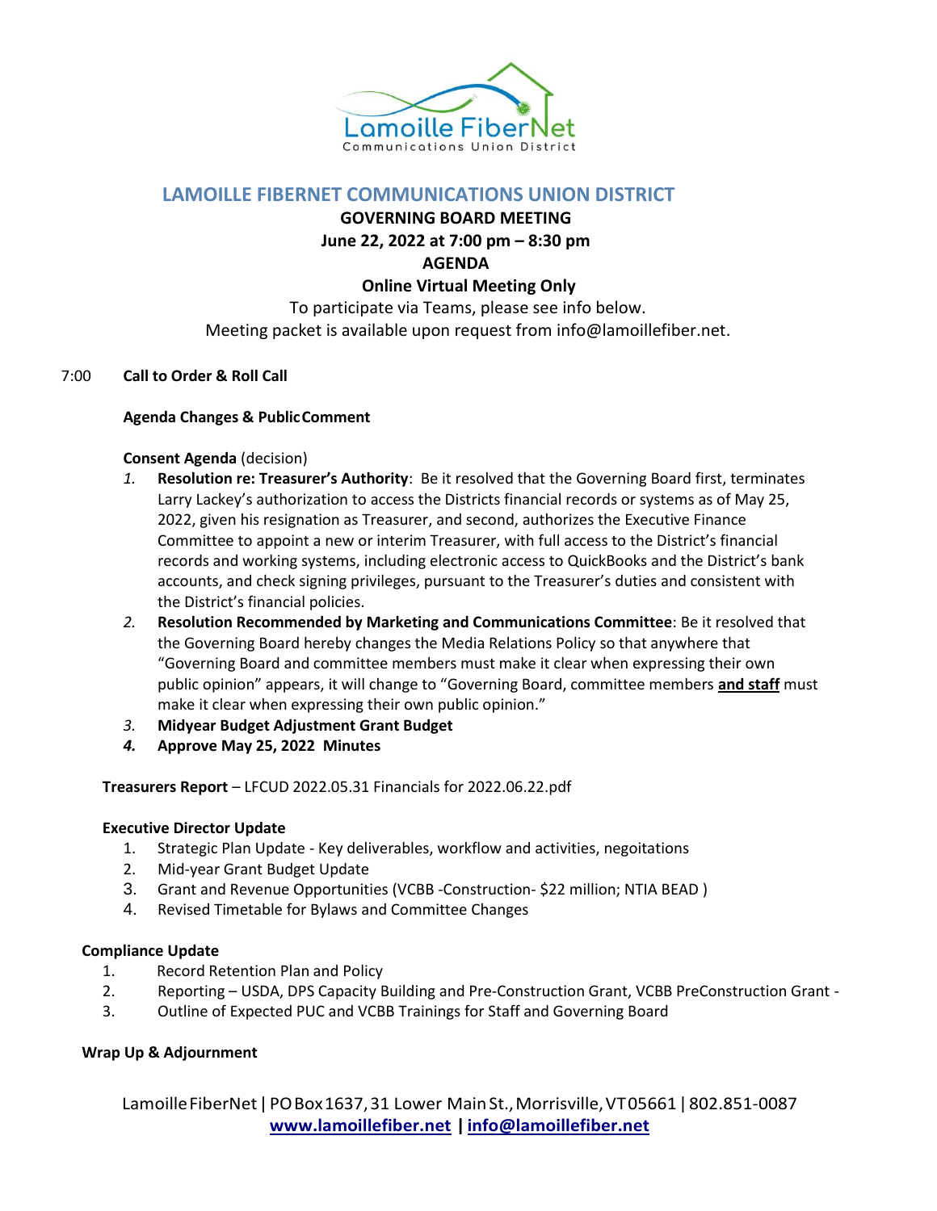Lamoille FiberNet
Communications Union District

# LAMOILLE FIBERNET COMMUNICATIONS UNION DISTRICT

**GOVERNING BOARD MEETING**

**June 22, 2022 at 7:00 pm – 8:30 pm**

**AGENDA**

**Online Virtual Meeting Only**

To participate via Teams, please see info below.

Meeting packet is available upon request from info@lamoillefiber.net.

7:00 **Call to Order & Roll Call**

**Agenda Changes & Public Comment**

**Consent Agenda** (decision)

1. **Resolution re: Treasurer's Authority**: Be it resolved that the Governing Board first, terminates Larry Lackey's authorization to access the Districts financial records or systems as of May 25, 2022, given his resignation as Treasurer, and second, authorizes the Executive Finance Committee to appoint a new or interim Treasurer, with full access to the District's financial records and working systems, including electronic access to QuickBooks and the District's bank accounts, and check signing privileges, pursuant to the Treasurer's duties and consistent with the District's financial policies.
2. **Resolution Recommended by Marketing and Communications Committee**: Be it resolved that the Governing Board hereby changes the Media Relations Policy so that anywhere that "Governing Board and committee members must make it clear when expressing their own public opinion" appears, it will change to "Governing Board, committee members **and staff** must make it clear when expressing their own public opinion."
3. **Midyear Budget Adjustment Grant Budget**
4. **Approve May 25, 2022 Minutes**

**Treasurers Report** – LFCUD 2022.05.31 Financials for 2022.06.22.pdf

**Executive Director Update**

1. Strategic Plan Update - Key deliverables, workflow and activities, negoitations
2. Mid-year Grant Budget Update
3. Grant and Revenue Opportunities (VCBB -Construction- $22 million; NTIA BEAD )
4. Revised Timetable for Bylaws and Committee Changes

**Compliance Update**

1. Record Retention Plan and Policy
2. Reporting – USDA, DPS Capacity Building and Pre-Construction Grant, VCBB PreConstruction Grant -
3. Outline of Expected PUC and VCBB Trainings for Staff and Governing Board

**Wrap Up & Adjournment**

Lamoille FiberNet | PO Box 1637, 31 Lower Main St., Morrisville, VT 05661 | 802.851-0087
www.lamoillefiber.net | info@lamoillefiber.net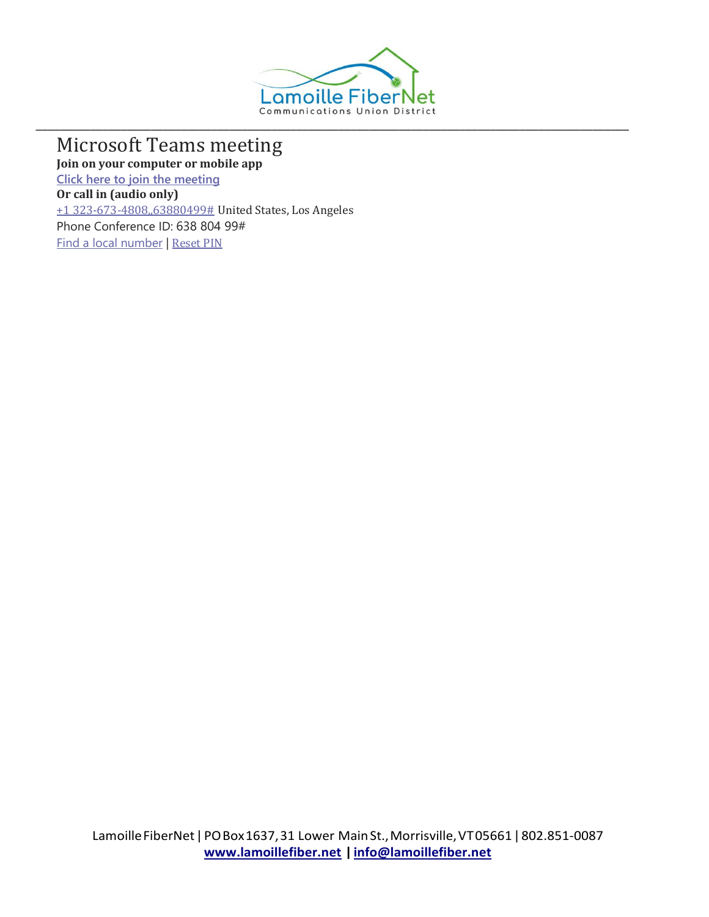# Microsoft Teams meeting

**Join on your computer or mobile app**

Click here to join the meeting

**Or call in (audio only)**

+1 323-673-4808,,63880499# United States, Los Angeles

Phone Conference ID: 638 804 99#

Find a local number | Reset PIN

Lamoille FiberNet | PO Box 1637, 31 Lower Main St., Morrisville, VT 05661 | 802.851-0087

**www.lamoillefiber.net | info@lamoillefiber.net**